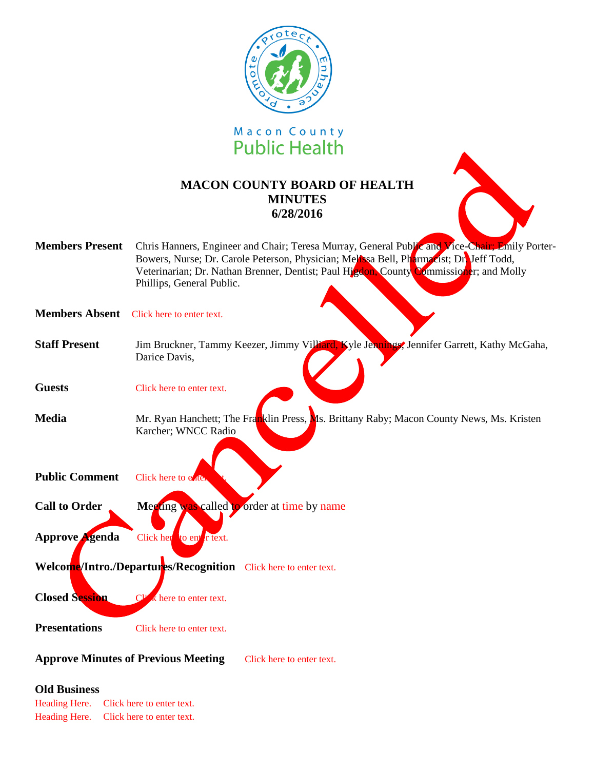Macon County Public Health

# MACON COUNTY BOARD OF HEALTH
## MINUTES
## 6/28/2016

Cancelled

**Members Present** Chris Hanners, Engineer and Chair; Teresa Murray, General Public and Vice-Chair; Emily Porter-Bowers, Nurse; Dr. Carole Peterson, Physician; Melissa Bell, Pharmacist; Dr. Jeff Todd, Veterinarian; Dr. Nathan Brenner, Dentist; Paul Higdon, County Commissioner; and Molly Phillips, General Public.

**Members Absent** Click here to enter text.

**Staff Present** Jim Bruckner, Tammy Keezer, Jimmy Villiard, Kyle Jennings, Jennifer Garrett, Kathy McGaha, Darice Davis,

**Guests** Click here to enter text.

**Media** Mr. Ryan Hanchett; The Franklin Press, Ms. Brittany Raby; Macon County News, Ms. Kristen Karcher; WNCC Radio

**Public Comment** Click here to enter text.

**Call to Order** Meeting was called to order at time by name

**Approve Agenda** Click here to enter text.

**Welcome/Intro./Departures/Recognition** Click here to enter text.

**Closed Session** Click here to enter text.

**Presentations** Click here to enter text.

**Approve Minutes of Previous Meeting** Click here to enter text.

**Old Business**

Heading Here. Click here to enter text.
Heading Here. Click here to enter text.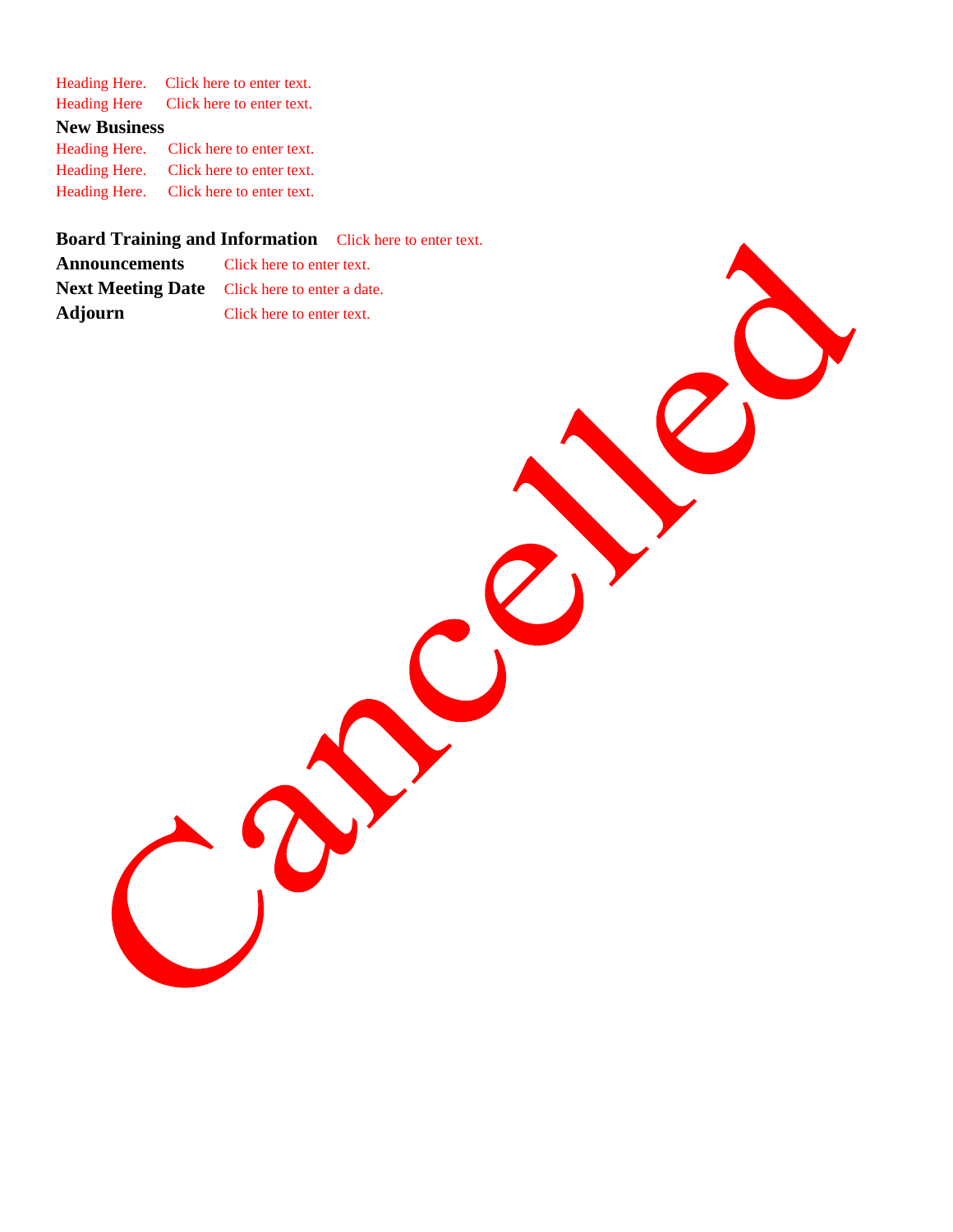Heading Here. Click here to enter text.
Heading Here Click here to enter text.

**New Business**

Heading Here. Click here to enter text.
Heading Here. Click here to enter text.
Heading Here. Click here to enter text.

**Board Training and Information** Click here to enter text.

**Announcements** Click here to enter text.

**Next Meeting Date** Click here to enter a date.

**Adjourn** Click here to enter text.

Cancelled